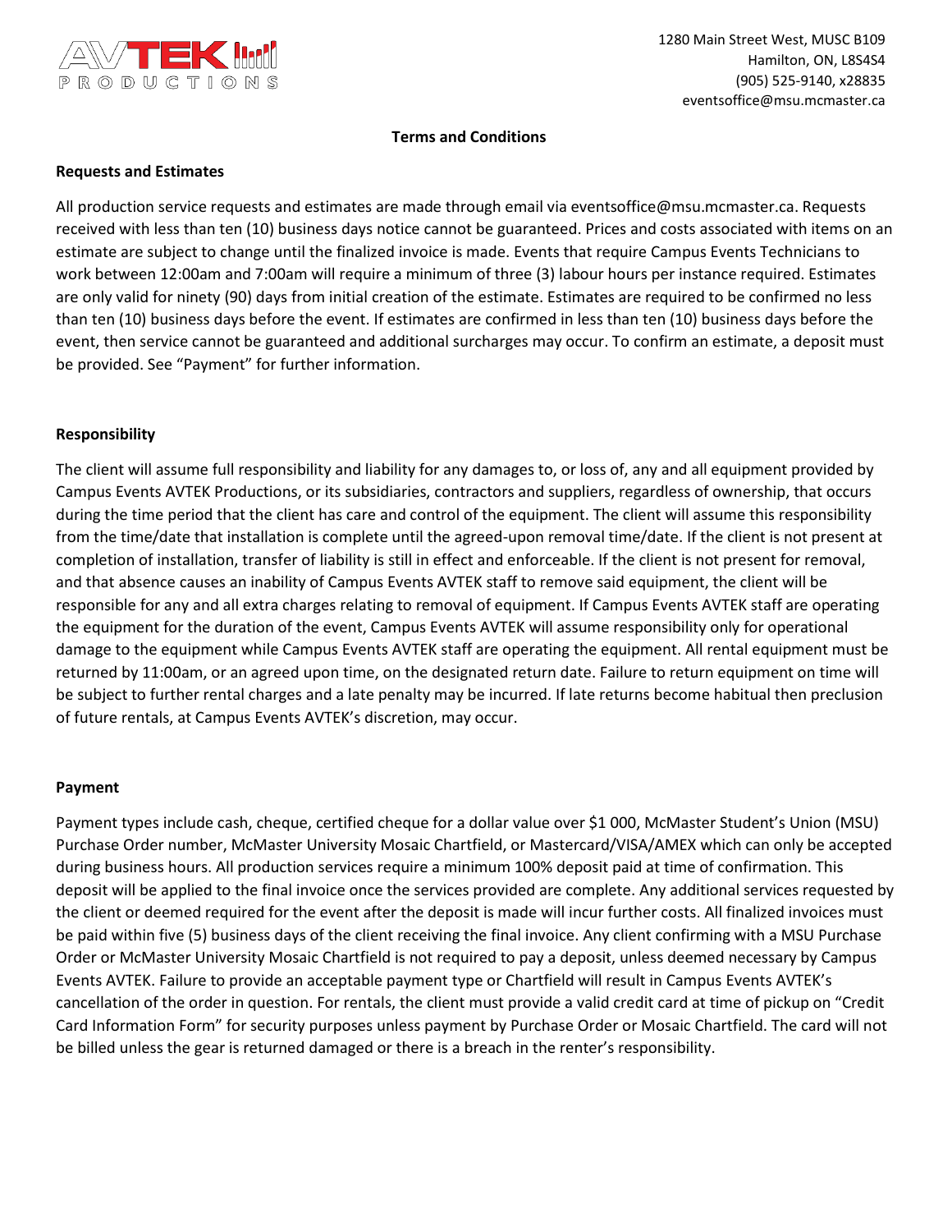AVTEK PRODUCTIONS

1280 Main Street West, MUSC B109
Hamilton, ON, L8S4S4
(905) 525-9140, x28835
eventsoffice@msu.mcmaster.ca

# Terms and Conditions

## Requests and Estimates

All production service requests and estimates are made through email via eventsoffice@msu.mcmaster.ca. Requests received with less than ten (10) business days notice cannot be guaranteed. Prices and costs associated with items on an estimate are subject to change until the finalized invoice is made. Events that require Campus Events Technicians to work between 12:00am and 7:00am will require a minimum of three (3) labour hours per instance required. Estimates are only valid for ninety (90) days from initial creation of the estimate. Estimates are required to be confirmed no less than ten (10) business days before the event. If estimates are confirmed in less than ten (10) business days before the event, then service cannot be guaranteed and additional surcharges may occur. To confirm an estimate, a deposit must be provided. See "Payment" for further information.

## Responsibility

The client will assume full responsibility and liability for any damages to, or loss of, any and all equipment provided by Campus Events AVTEK Productions, or its subsidiaries, contractors and suppliers, regardless of ownership, that occurs during the time period that the client has care and control of the equipment. The client will assume this responsibility from the time/date that installation is complete until the agreed-upon removal time/date. If the client is not present at completion of installation, transfer of liability is still in effect and enforceable. If the client is not present for removal, and that absence causes an inability of Campus Events AVTEK staff to remove said equipment, the client will be responsible for any and all extra charges relating to removal of equipment. If Campus Events AVTEK staff are operating the equipment for the duration of the event, Campus Events AVTEK will assume responsibility only for operational damage to the equipment while Campus Events AVTEK staff are operating the equipment. All rental equipment must be returned by 11:00am, or an agreed upon time, on the designated return date. Failure to return equipment on time will be subject to further rental charges and a late penalty may be incurred. If late returns become habitual then preclusion of future rentals, at Campus Events AVTEK's discretion, may occur.

## Payment

Payment types include cash, cheque, certified cheque for a dollar value over $1 000, McMaster Student's Union (MSU) Purchase Order number, McMaster University Mosaic Chartfield, or Mastercard/VISA/AMEX which can only be accepted during business hours. All production services require a minimum 100% deposit paid at time of confirmation. This deposit will be applied to the final invoice once the services provided are complete. Any additional services requested by the client or deemed required for the event after the deposit is made will incur further costs. All finalized invoices must be paid within five (5) business days of the client receiving the final invoice. Any client confirming with a MSU Purchase Order or McMaster University Mosaic Chartfield is not required to pay a deposit, unless deemed necessary by Campus Events AVTEK. Failure to provide an acceptable payment type or Chartfield will result in Campus Events AVTEK's cancellation of the order in question. For rentals, the client must provide a valid credit card at time of pickup on "Credit Card Information Form" for security purposes unless payment by Purchase Order or Mosaic Chartfield. The card will not be billed unless the gear is returned damaged or there is a breach in the renter's responsibility.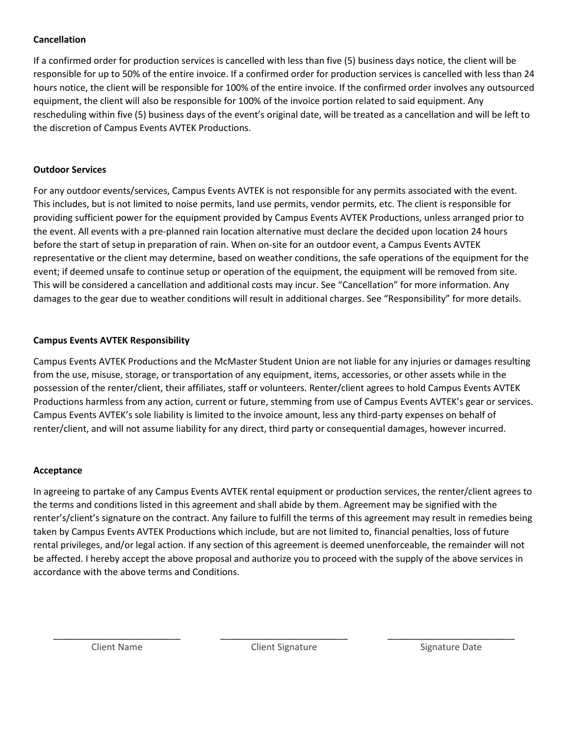**Cancellation**

If a confirmed order for production services is cancelled with less than five (5) business days notice, the client will be responsible for up to 50% of the entire invoice. If a confirmed order for production services is cancelled with less than 24 hours notice, the client will be responsible for 100% of the entire invoice. If the confirmed order involves any outsourced equipment, the client will also be responsible for 100% of the invoice portion related to said equipment. Any rescheduling within five (5) business days of the event's original date, will be treated as a cancellation and will be left to the discretion of Campus Events AVTEK Productions.

**Outdoor Services**

For any outdoor events/services, Campus Events AVTEK is not responsible for any permits associated with the event. This includes, but is not limited to noise permits, land use permits, vendor permits, etc. The client is responsible for providing sufficient power for the equipment provided by Campus Events AVTEK Productions, unless arranged prior to the event. All events with a pre-planned rain location alternative must declare the decided upon location 24 hours before the start of setup in preparation of rain. When on-site for an outdoor event, a Campus Events AVTEK representative or the client may determine, based on weather conditions, the safe operations of the equipment for the event; if deemed unsafe to continue setup or operation of the equipment, the equipment will be removed from site. This will be considered a cancellation and additional costs may incur. See "Cancellation" for more information. Any damages to the gear due to weather conditions will result in additional charges. See "Responsibility" for more details.

**Campus Events AVTEK Responsibility**

Campus Events AVTEK Productions and the McMaster Student Union are not liable for any injuries or damages resulting from the use, misuse, storage, or transportation of any equipment, items, accessories, or other assets while in the possession of the renter/client, their affiliates, staff or volunteers. Renter/client agrees to hold Campus Events AVTEK Productions harmless from any action, current or future, stemming from use of Campus Events AVTEK's gear or services. Campus Events AVTEK's sole liability is limited to the invoice amount, less any third-party expenses on behalf of renter/client, and will not assume liability for any direct, third party or consequential damages, however incurred.

**Acceptance**

In agreeing to partake of any Campus Events AVTEK rental equipment or production services, the renter/client agrees to the terms and conditions listed in this agreement and shall abide by them. Agreement may be signified with the renter's/client's signature on the contract. Any failure to fulfill the terms of this agreement may result in remedies being taken by Campus Events AVTEK Productions which include, but are not limited to, financial penalties, loss of future rental privileges, and/or legal action. If any section of this agreement is deemed unenforceable, the remainder will not be affected. I hereby accept the above proposal and authorize you to proceed with the supply of the above services in accordance with the above terms and Conditions.

| | | |
|---|---|---|
| _________________________ | _________________________ | _________________________ |
| Client Name | Client Signature | Signature Date |